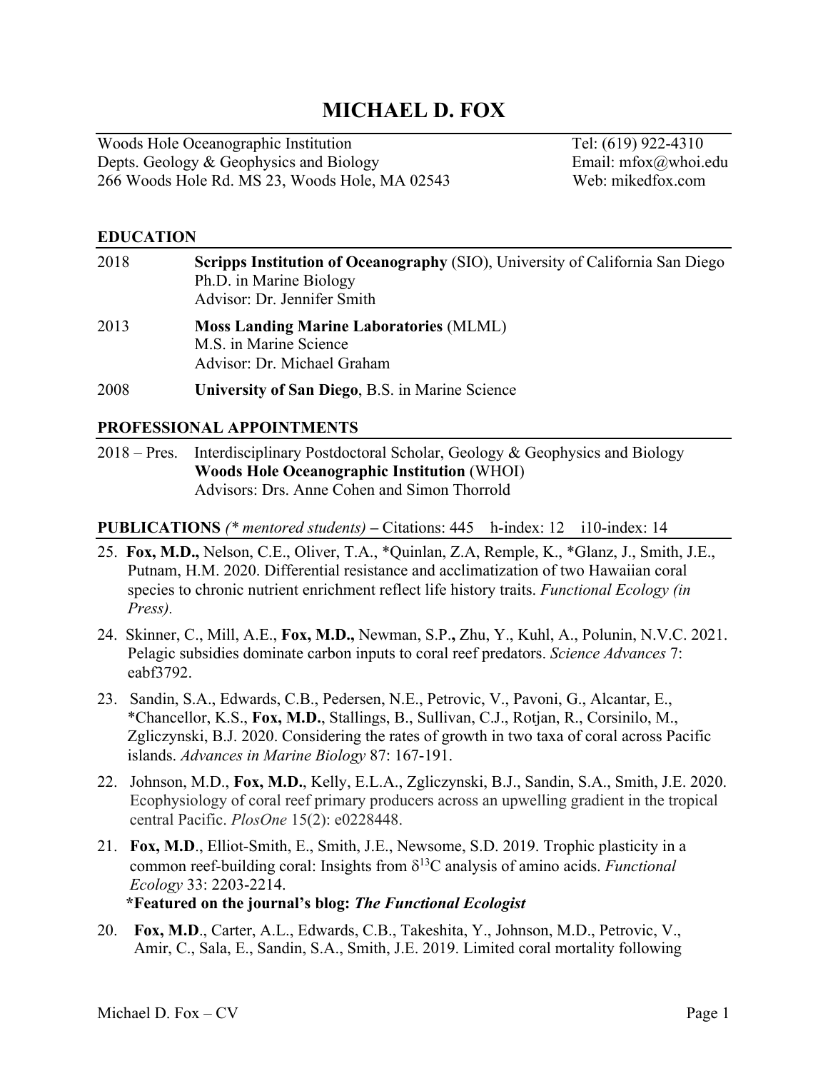# MICHAEL D. FOX

Woods Hole Oceanographic Institution
Depts. Geology & Geophysics and Biology
266 Woods Hole Rd. MS 23, Woods Hole, MA 02543

Tel: (619) 922-4310
Email: mfox@whoi.edu
Web: mikedfox.com

## EDUCATION

2018 **Scripps Institution of Oceanography** (SIO), University of California San Diego
Ph.D. in Marine Biology
Advisor: Dr. Jennifer Smith

2013 **Moss Landing Marine Laboratories** (MLML)
M.S. in Marine Science
Advisor: Dr. Michael Graham

2008 **University of San Diego**, B.S. in Marine Science

## PROFESSIONAL APPOINTMENTS

2018 – Pres. Interdisciplinary Postdoctoral Scholar, Geology & Geophysics and Biology
**Woods Hole Oceanographic Institution** (WHOI)
Advisors: Drs. Anne Cohen and Simon Thorrold

## PUBLICATIONS *(* mentored students)* – Citations: 445 h-index: 12 i10-index: 14

25. **Fox, M.D.,** Nelson, C.E., Oliver, T.A., *Quinlan, Z.A, Remple, K., *Glanz, J., Smith, J.E., Putnam, H.M. 2020. Differential resistance and acclimatization of two Hawaiian coral species to chronic nutrient enrichment reflect life history traits. *Functional Ecology (in Press).*

24. Skinner, C., Mill, A.E., **Fox, M.D.,** Newman, S.P.**,** Zhu, Y., Kuhl, A., Polunin, N.V.C. 2021. Pelagic subsidies dominate carbon inputs to coral reef predators. *Science Advances* 7: eabf3792.

23. Sandin, S.A., Edwards, C.B., Pedersen, N.E., Petrovic, V., Pavoni, G., Alcantar, E., *Chancellor, K.S., **Fox, M.D.**, Stallings, B., Sullivan, C.J., Rotjan, R., Corsinilo, M., Zgliczynski, B.J. 2020. Considering the rates of growth in two taxa of coral across Pacific islands. *Advances in Marine Biology* 87: 167-191.

22. Johnson, M.D., **Fox, M.D.**, Kelly, E.L.A., Zgliczynski, B.J., Sandin, S.A., Smith, J.E. 2020. Ecophysiology of coral reef primary producers across an upwelling gradient in the tropical central Pacific. *PlosOne* 15(2): e0228448.

21. **Fox, M.D**., Elliot-Smith, E., Smith, J.E., Newsome, S.D. 2019. Trophic plasticity in a common reef-building coral: Insights from $\delta^{13}C$ analysis of amino acids. *Functional Ecology* 33: 2203-2214.
**\*Featured on the journal's blog: *The Functional Ecologist***

20. **Fox, M.D**., Carter, A.L., Edwards, C.B., Takeshita, Y., Johnson, M.D., Petrovic, V., Amir, C., Sala, E., Sandin, S.A., Smith, J.E. 2019. Limited coral mortality following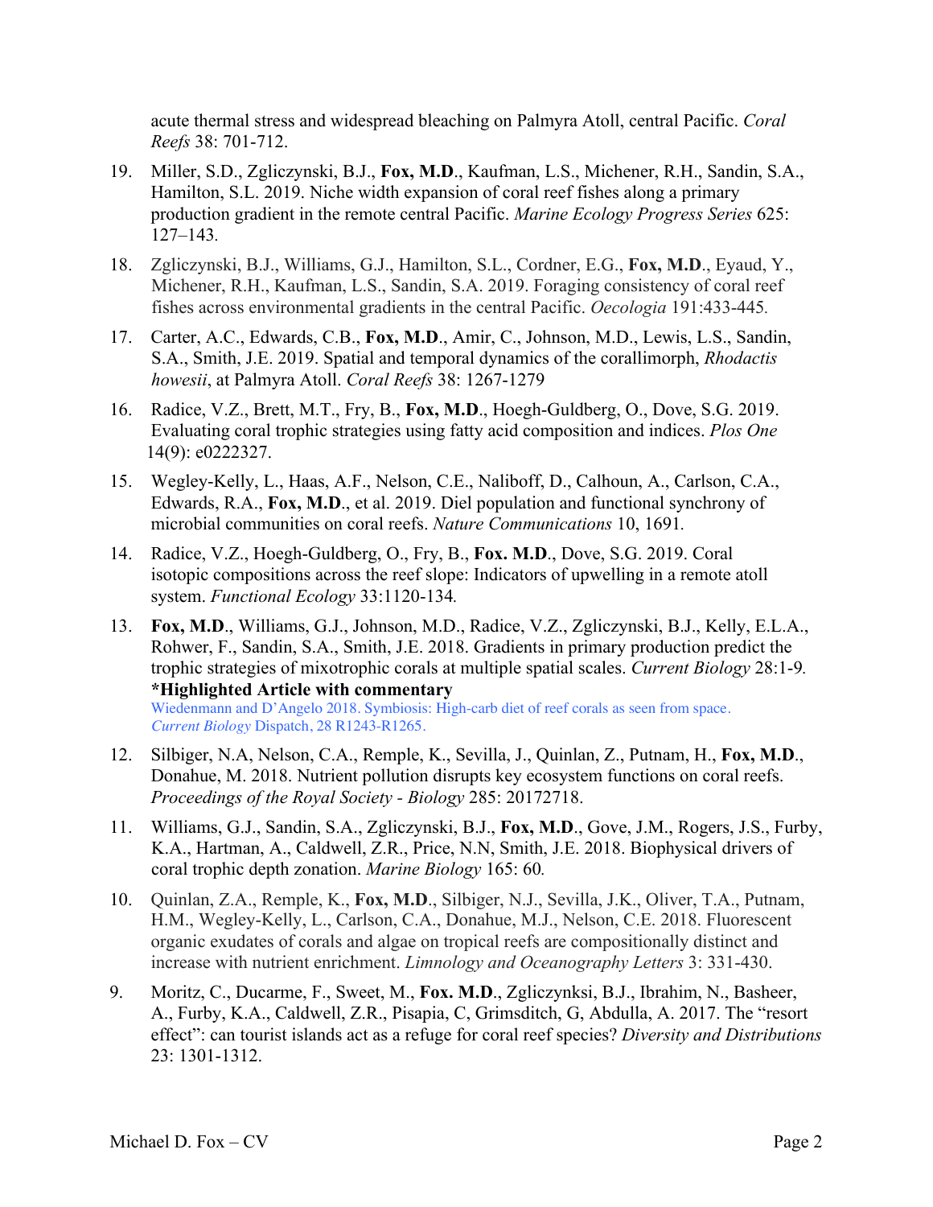acute thermal stress and widespread bleaching on Palmyra Atoll, central Pacific. *Coral Reefs* 38: 701-712.

19. Miller, S.D., Zgliczynski, B.J., **Fox, M.D**., Kaufman, L.S., Michener, R.H., Sandin, S.A., Hamilton, S.L. 2019. Niche width expansion of coral reef fishes along a primary production gradient in the remote central Pacific. *Marine Ecology Progress Series* 625: 127–143.

18. Zgliczynski, B.J., Williams, G.J., Hamilton, S.L., Cordner, E.G., **Fox, M.D**., Eyaud, Y., Michener, R.H., Kaufman, L.S., Sandin, S.A. 2019. Foraging consistency of coral reef fishes across environmental gradients in the central Pacific. *Oecologia* 191:433-445.

17. Carter, A.C., Edwards, C.B., **Fox, M.D**., Amir, C., Johnson, M.D., Lewis, L.S., Sandin, S.A., Smith, J.E. 2019. Spatial and temporal dynamics of the corallimorph, *Rhodactis howesii*, at Palmyra Atoll. *Coral Reefs* 38: 1267-1279

16. Radice, V.Z., Brett, M.T., Fry, B., **Fox, M.D**., Hoegh-Guldberg, O., Dove, S.G. 2019. Evaluating coral trophic strategies using fatty acid composition and indices. *Plos One* 14(9): e0222327.

15. Wegley-Kelly, L., Haas, A.F., Nelson, C.E., Naliboff, D., Calhoun, A., Carlson, C.A., Edwards, R.A., **Fox, M.D**., et al. 2019. Diel population and functional synchrony of microbial communities on coral reefs. *Nature Communications* 10, 1691.

14. Radice, V.Z., Hoegh-Guldberg, O., Fry, B., **Fox. M.D**., Dove, S.G. 2019. Coral isotopic compositions across the reef slope: Indicators of upwelling in a remote atoll system. *Functional Ecology* 33:1120-134.

13. **Fox, M.D**., Williams, G.J., Johnson, M.D., Radice, V.Z., Zgliczynski, B.J., Kelly, E.L.A., Rohwer, F., Sandin, S.A., Smith, J.E. 2018. Gradients in primary production predict the trophic strategies of mixotrophic corals at multiple spatial scales. *Current Biology* 28:1-9.
    **\*Highlighted Article with commentary**
    Wiedenmann and D'Angelo 2018. Symbiosis: High-carb diet of reef corals as seen from space. *Current Biology* Dispatch, 28 R1243-R1265.

12. Silbiger, N.A, Nelson, C.A., Remple, K., Sevilla, J., Quinlan, Z., Putnam, H., **Fox, M.D**., Donahue, M. 2018. Nutrient pollution disrupts key ecosystem functions on coral reefs. *Proceedings of the Royal Society - Biology* 285: 20172718.

11. Williams, G.J., Sandin, S.A., Zgliczynski, B.J., **Fox, M.D**., Gove, J.M., Rogers, J.S., Furby, K.A., Hartman, A., Caldwell, Z.R., Price, N.N, Smith, J.E. 2018. Biophysical drivers of coral trophic depth zonation. *Marine Biology* 165: 60.

10. Quinlan, Z.A., Remple, K., **Fox, M.D**., Silbiger, N.J., Sevilla, J.K., Oliver, T.A., Putnam, H.M., Wegley-Kelly, L., Carlson, C.A., Donahue, M.J., Nelson, C.E. 2018. Fluorescent organic exudates of corals and algae on tropical reefs are compositionally distinct and increase with nutrient enrichment. *Limnology and Oceanography Letters* 3: 331-430.

9. Moritz, C., Ducarme, F., Sweet, M., **Fox. M.D**., Zgliczynksi, B.J., Ibrahim, N., Basheer, A., Furby, K.A., Caldwell, Z.R., Pisapia, C, Grimsditch, G, Abdulla, A. 2017. The "resort effect": can tourist islands act as a refuge for coral reef species? *Diversity and Distributions* 23: 1301-1312.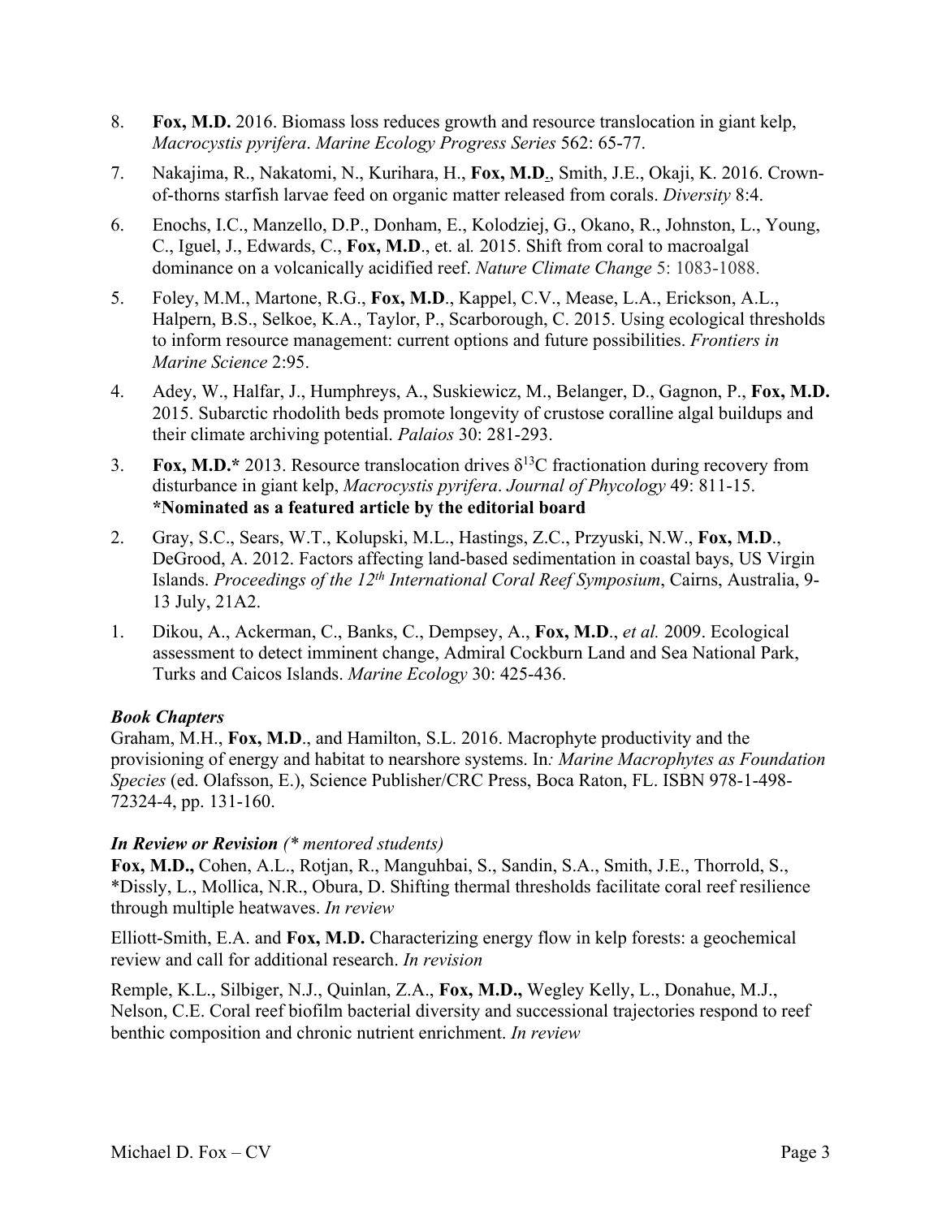8. **Fox, M.D.** 2016. Biomass loss reduces growth and resource translocation in giant kelp, *Macrocystis pyrifera*. *Marine Ecology Progress Series* 562: 65-77.

7. Nakajima, R., Nakatomi, N., Kurihara, H., **Fox, M.D**., Smith, J.E., Okaji, K. 2016. Crown-of-thorns starfish larvae feed on organic matter released from corals. *Diversity* 8:4.

6. Enochs, I.C., Manzello, D.P., Donham, E., Kolodziej, G., Okano, R., Johnston, L., Young, C., Iguel, J., Edwards, C., **Fox, M.D**., et. al*.* 2015. Shift from coral to macroalgal dominance on a volcanically acidified reef. *Nature Climate Change* 5: 1083-1088.

5. Foley, M.M., Martone, R.G., **Fox, M.D**., Kappel, C.V., Mease, L.A., Erickson, A.L., Halpern, B.S., Selkoe, K.A., Taylor, P., Scarborough, C. 2015. Using ecological thresholds to inform resource management: current options and future possibilities. *Frontiers in Marine Science* 2:95.

4. Adey, W., Halfar, J., Humphreys, A., Suskiewicz, M., Belanger, D., Gagnon, P., **Fox, M.D.** 2015. Subarctic rhodolith beds promote longevity of crustose coralline algal buildups and their climate archiving potential. *Palaios* 30: 281-293.

3. **Fox, M.D.*** 2013. Resource translocation drives $\delta^{13}C$ fractionation during recovery from disturbance in giant kelp, *Macrocystis pyrifera*. *Journal of Phycology* 49: 811-15. **\*Nominated as a featured article by the editorial board**

2. Gray, S.C., Sears, W.T., Kolupski, M.L., Hastings, Z.C., Przyuski, N.W., **Fox, M.D**., DeGrood, A. 2012. Factors affecting land-based sedimentation in coastal bays, US Virgin Islands. *Proceedings of the 12th International Coral Reef Symposium*, Cairns, Australia, 9-13 July, 21A2.

1. Dikou, A., Ackerman, C., Banks, C., Dempsey, A., **Fox, M.D**., *et al.* 2009. Ecological assessment to detect imminent change, Admiral Cockburn Land and Sea National Park, Turks and Caicos Islands. *Marine Ecology* 30: 425-436.

### *Book Chapters*

Graham, M.H., **Fox, M.D**., and Hamilton, S.L. 2016. Macrophyte productivity and the provisioning of energy and habitat to nearshore systems. In*: Marine Macrophytes as Foundation Species* (ed. Olafsson, E.), Science Publisher/CRC Press, Boca Raton, FL. ISBN 978-1-498-72324-4, pp. 131-160.

### *In Review or Revision (\* mentored students)*

**Fox, M.D.,** Cohen, A.L., Rotjan, R., Manguhbai, S., Sandin, S.A., Smith, J.E., Thorrold, S., *Dissly, L., Mollica, N.R., Obura, D. Shifting thermal thresholds facilitate coral reef resilience through multiple heatwaves. *In review*

Elliott-Smith, E.A. and **Fox, M.D.** Characterizing energy flow in kelp forests: a geochemical review and call for additional research. *In revision*

Remple, K.L., Silbiger, N.J., Quinlan, Z.A., **Fox, M.D.,** Wegley Kelly, L., Donahue, M.J., Nelson, C.E. Coral reef biofilm bacterial diversity and successional trajectories respond to reef benthic composition and chronic nutrient enrichment. *In review*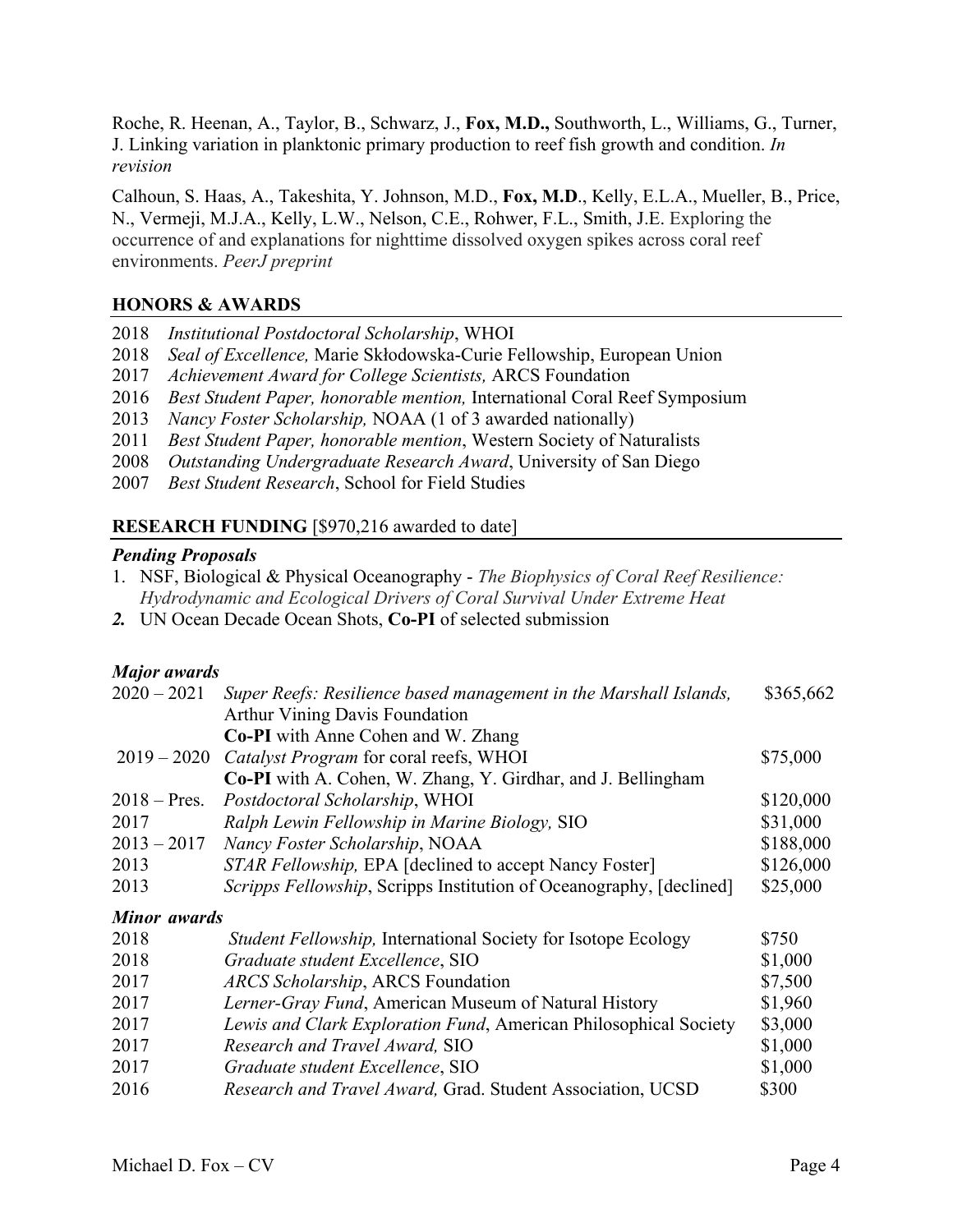Roche, R. Heenan, A., Taylor, B., Schwarz, J., **Fox, M.D.,** Southworth, L., Williams, G., Turner, J. Linking variation in planktonic primary production to reef fish growth and condition. *In revision*

Calhoun, S. Haas, A., Takeshita, Y. Johnson, M.D., **Fox, M.D**., Kelly, E.L.A., Mueller, B., Price, N., Vermeji, M.J.A., Kelly, L.W., Nelson, C.E., Rohwer, F.L., Smith, J.E. Exploring the occurrence of and explanations for nighttime dissolved oxygen spikes across coral reef environments. *PeerJ preprint*

## HONORS & AWARDS

2018 *Institutional Postdoctoral Scholarship*, WHOI
2018 *Seal of Excellence,* Marie Skłodowska-Curie Fellowship, European Union
2017 *Achievement Award for College Scientists,* ARCS Foundation
2016 *Best Student Paper, honorable mention,* International Coral Reef Symposium
2013 *Nancy Foster Scholarship,* NOAA (1 of 3 awarded nationally)
2011 *Best Student Paper, honorable mention*, Western Society of Naturalists
2008 *Outstanding Undergraduate Research Award*, University of San Diego
2007 *Best Student Research*, School for Field Studies

## RESEARCH FUNDING [$970,216 awarded to date]

### *Pending Proposals*

1. NSF, Biological & Physical Oceanography - *The Biophysics of Coral Reef Resilience: Hydrodynamic and Ecological Drivers of Coral Survival Under Extreme Heat*
2. UN Ocean Decade Ocean Shots, **Co-PI** of selected submission

### *Major awards*

| | | |
|---|---|---|
| 2020 – 2021 | *Super Reefs: Resilience based management in the Marshall Islands,* Arthur Vining Davis Foundation<br>**Co-PI** with Anne Cohen and W. Zhang | $365,662 |
| 2019 – 2020 | *Catalyst Program* for coral reefs, WHOI<br>**Co-PI** with A. Cohen, W. Zhang, Y. Girdhar, and J. Bellingham | $75,000 |
| 2018 – Pres. | *Postdoctoral Scholarship*, WHOI | $120,000 |
| 2017 | *Ralph Lewin Fellowship in Marine Biology,* SIO | $31,000 |
| 2013 – 2017 | *Nancy Foster Scholarship*, NOAA | $188,000 |
| 2013 | *STAR Fellowship,* EPA [declined to accept Nancy Foster] | $126,000 |
| 2013 | *Scripps Fellowship*, Scripps Institution of Oceanography, [declined] | $25,000 |

### *Minor awards*

| | | |
|---|---|---|
| 2018 | *Student Fellowship,* International Society for Isotope Ecology | $750 |
| 2018 | *Graduate student Excellence*, SIO | $1,000 |
| 2017 | *ARCS Scholarship*, ARCS Foundation | $7,500 |
| 2017 | *Lerner-Gray Fund*, American Museum of Natural History | $1,960 |
| 2017 | *Lewis and Clark Exploration Fund*, American Philosophical Society | $3,000 |
| 2017 | *Research and Travel Award,* SIO | $1,000 |
| 2017 | *Graduate student Excellence*, SIO | $1,000 |
| 2016 | *Research and Travel Award,* Grad. Student Association, UCSD | $300 |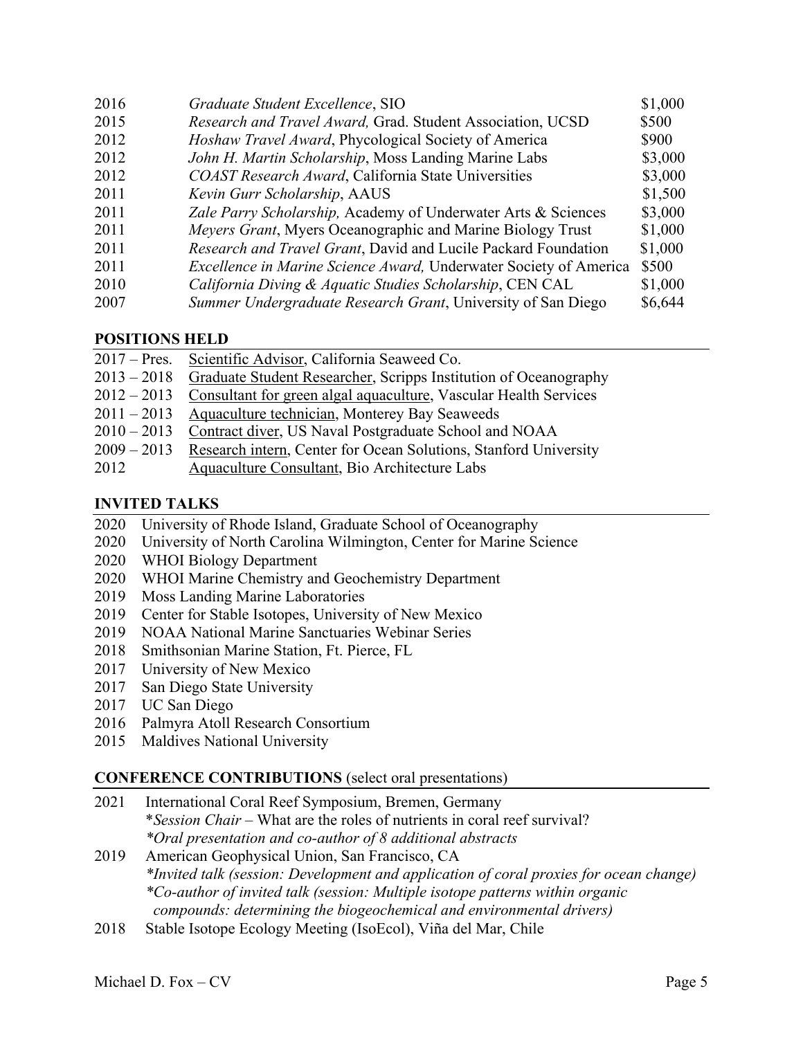| | | |
|---|---|---|
| 2016 | *Graduate Student Excellence*, SIO | $1,000 |
| 2015 | *Research and Travel Award,* Grad. Student Association, UCSD | $500 |
| 2012 | *Hoshaw Travel Award*, Phycological Society of America | $900 |
| 2012 | *John H. Martin Scholarship*, Moss Landing Marine Labs | $3,000 |
| 2012 | *COAST Research Award*, California State Universities | $3,000 |
| 2011 | *Kevin Gurr Scholarship*, AAUS | $1,500 |
| 2011 | *Zale Parry Scholarship,* Academy of Underwater Arts & Sciences | $3,000 |
| 2011 | *Meyers Grant*, Myers Oceanographic and Marine Biology Trust | $1,000 |
| 2011 | *Research and Travel Grant*, David and Lucile Packard Foundation | $1,000 |
| 2011 | *Excellence in Marine Science Award,* Underwater Society of America | $500 |
| 2010 | *California Diving & Aquatic Studies Scholarship*, CEN CAL | $1,000 |
| 2007 | *Summer Undergraduate Research Grant*, University of San Diego | $6,644 |

## POSITIONS HELD

| | |
|---|---|
| 2017 – Pres. | Scientific Advisor, California Seaweed Co. |
| 2013 – 2018 | Graduate Student Researcher, Scripps Institution of Oceanography |
| 2012 – 2013 | Consultant for green algal aquaculture, Vascular Health Services |
| 2011 – 2013 | Aquaculture technician, Monterey Bay Seaweeds |
| 2010 – 2013 | Contract diver, US Naval Postgraduate School and NOAA |
| 2009 – 2013 | Research intern, Center for Ocean Solutions, Stanford University |
| 2012 | Aquaculture Consultant, Bio Architecture Labs |

## INVITED TALKS

2020 University of Rhode Island, Graduate School of Oceanography
2020 University of North Carolina Wilmington, Center for Marine Science
2020 WHOI Biology Department
2020 WHOI Marine Chemistry and Geochemistry Department
2019 Moss Landing Marine Laboratories
2019 Center for Stable Isotopes, University of New Mexico
2019 NOAA National Marine Sanctuaries Webinar Series
2018 Smithsonian Marine Station, Ft. Pierce, FL
2017 University of New Mexico
2017 San Diego State University
2017 UC San Diego
2016 Palmyra Atoll Research Consortium
2015 Maldives National University

## CONFERENCE CONTRIBUTIONS (select oral presentations)

2021 International Coral Reef Symposium, Bremen, Germany
*Session Chair* – What are the roles of nutrients in coral reef survival?
*Oral presentation and co-author of 8 additional abstracts*

2019 American Geophysical Union, San Francisco, CA
*Invited talk (session: Development and application of coral proxies for ocean change)*
*Co-author of invited talk (session: Multiple isotope patterns within organic compounds: determining the biogeochemical and environmental drivers)*

2018 Stable Isotope Ecology Meeting (IsoEcol), Viña del Mar, Chile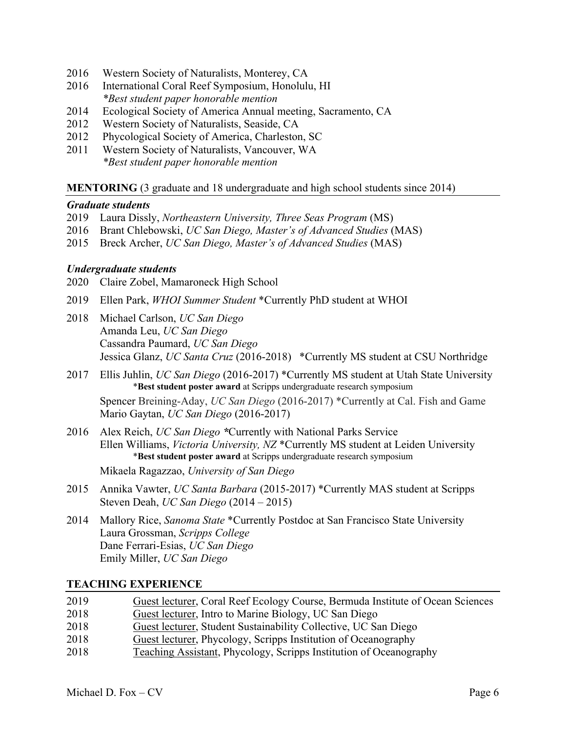2016 Western Society of Naturalists, Monterey, CA
2016 International Coral Reef Symposium, Honolulu, HI
*\*Best student paper honorable mention*
2014 Ecological Society of America Annual meeting, Sacramento, CA
2012 Western Society of Naturalists, Seaside, CA
2012 Phycological Society of America, Charleston, SC
2011 Western Society of Naturalists, Vancouver, WA
*\*Best student paper honorable mention*

## MENTORING (3 graduate and 18 undergraduate and high school students since 2014)

### *Graduate students*

2019 Laura Dissly, *Northeastern University, Three Seas Program* (MS)
2016 Brant Chlebowski, *UC San Diego, Master's of Advanced Studies* (MAS)
2015 Breck Archer, *UC San Diego, Master's of Advanced Studies* (MAS)

### *Undergraduate students*

2020 Claire Zobel, Mamaroneck High School

2019 Ellen Park, *WHOI Summer Student* *Currently PhD student at WHOI

2018 Michael Carlson, *UC San Diego*
Amanda Leu, *UC San Diego*
Cassandra Paumard, *UC San Diego*
Jessica Glanz, *UC Santa Cruz* (2016-2018) *Currently MS student at CSU Northridge

2017 Ellis Juhlin, *UC San Diego* (2016-2017) *Currently MS student at Utah State University
*__Best student poster award__ at Scripps undergraduate research symposium
Spencer Breining-Aday, *UC San Diego* (2016-2017) *Currently at Cal. Fish and Game
Mario Gaytan, *UC San Diego* (2016-2017)

2016 Alex Reich, *UC San Diego* *Currently with National Parks Service
Ellen Williams, *Victoria University, NZ* *Currently MS student at Leiden University
*__Best student poster award__ at Scripps undergraduate research symposium
Mikaela Ragazzao, *University of San Diego*

2015 Annika Vawter, *UC Santa Barbara* (2015-2017) *Currently MAS student at Scripps
Steven Deah, *UC San Diego* (2014 – 2015)

2014 Mallory Rice, *Sanoma State* *Currently Postdoc at San Francisco State University
Laura Grossman, *Scripps College*
Dane Ferrari-Esias, *UC San Diego*
Emily Miller, *UC San Diego*

## TEACHING EXPERIENCE

2019 Guest lecturer, Coral Reef Ecology Course, Bermuda Institute of Ocean Sciences
2018 Guest lecturer, Intro to Marine Biology, UC San Diego
2018 Guest lecturer, Student Sustainability Collective, UC San Diego
2018 Guest lecturer, Phycology, Scripps Institution of Oceanography
2018 Teaching Assistant, Phycology, Scripps Institution of Oceanography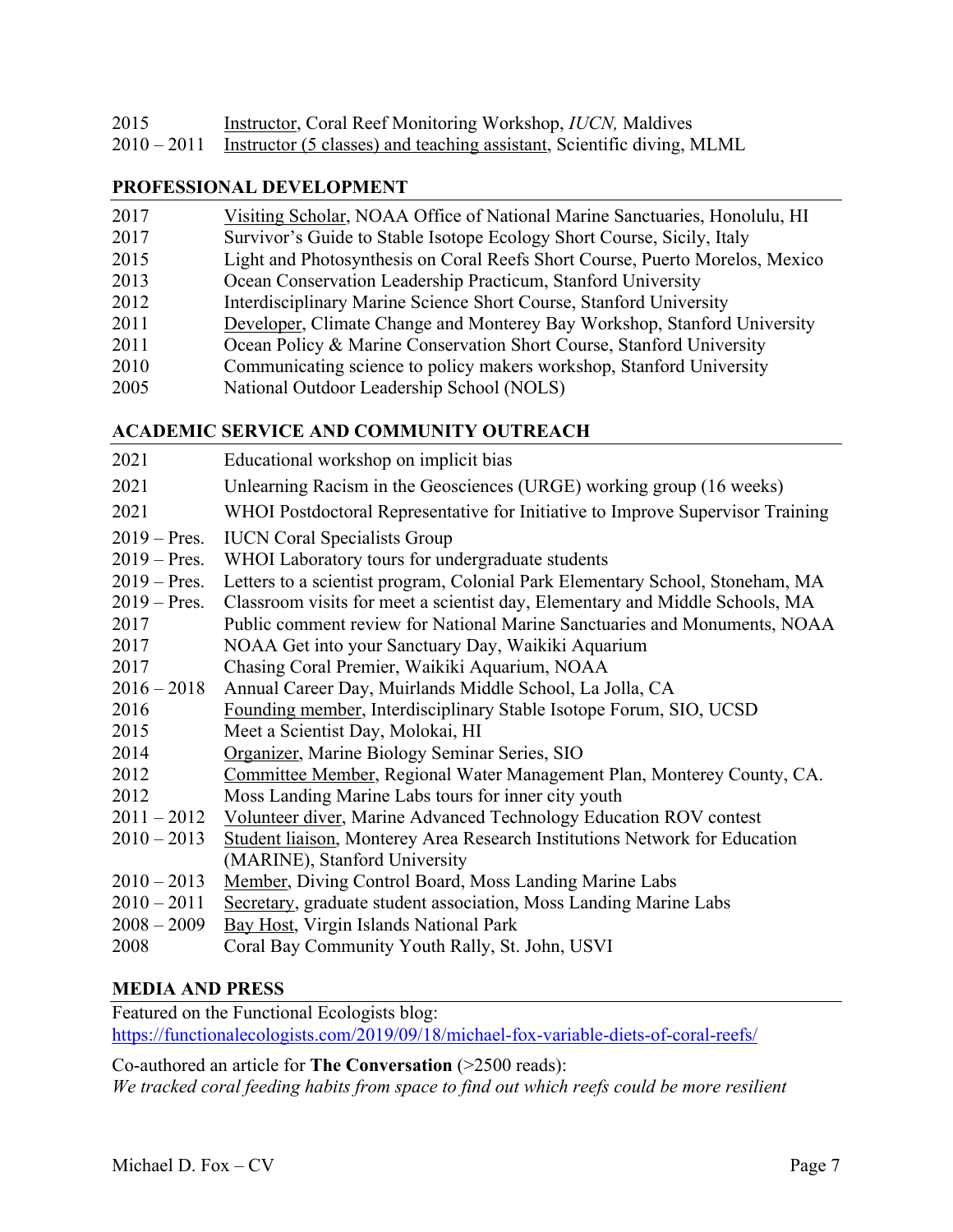2015 Instructor, Coral Reef Monitoring Workshop, *IUCN,* Maldives
2010 – 2011 Instructor (5 classes) and teaching assistant, Scientific diving, MLML

## PROFESSIONAL DEVELOPMENT

| | |
|---|---|
| 2017 | Visiting Scholar, NOAA Office of National Marine Sanctuaries, Honolulu, HI |
| 2017 | Survivor's Guide to Stable Isotope Ecology Short Course, Sicily, Italy |
| 2015 | Light and Photosynthesis on Coral Reefs Short Course, Puerto Morelos, Mexico |
| 2013 | Ocean Conservation Leadership Practicum, Stanford University |
| 2012 | Interdisciplinary Marine Science Short Course, Stanford University |
| 2011 | Developer, Climate Change and Monterey Bay Workshop, Stanford University |
| 2011 | Ocean Policy & Marine Conservation Short Course, Stanford University |
| 2010 | Communicating science to policy makers workshop, Stanford University |
| 2005 | National Outdoor Leadership School (NOLS) |

## ACADEMIC SERVICE AND COMMUNITY OUTREACH

| | |
|---|---|
| 2021 | Educational workshop on implicit bias |
| 2021 | Unlearning Racism in the Geosciences (URGE) working group (16 weeks) |
| 2021 | WHOI Postdoctoral Representative for Initiative to Improve Supervisor Training |
| 2019 – Pres. | IUCN Coral Specialists Group |
| 2019 – Pres. | WHOI Laboratory tours for undergraduate students |
| 2019 – Pres. | Letters to a scientist program, Colonial Park Elementary School, Stoneham, MA |
| 2019 – Pres. | Classroom visits for meet a scientist day, Elementary and Middle Schools, MA |
| 2017 | Public comment review for National Marine Sanctuaries and Monuments, NOAA |
| 2017 | NOAA Get into your Sanctuary Day, Waikiki Aquarium |
| 2017 | Chasing Coral Premier, Waikiki Aquarium, NOAA |
| 2016 – 2018 | Annual Career Day, Muirlands Middle School, La Jolla, CA |
| 2016 | Founding member, Interdisciplinary Stable Isotope Forum, SIO, UCSD |
| 2015 | Meet a Scientist Day, Molokai, HI |
| 2014 | Organizer, Marine Biology Seminar Series, SIO |
| 2012 | Committee Member, Regional Water Management Plan, Monterey County, CA. |
| 2012 | Moss Landing Marine Labs tours for inner city youth |
| 2011 – 2012 | Volunteer diver, Marine Advanced Technology Education ROV contest |
| 2010 – 2013 | Student liaison, Monterey Area Research Institutions Network for Education (MARINE), Stanford University |
| 2010 – 2013 | Member, Diving Control Board, Moss Landing Marine Labs |
| 2010 – 2011 | Secretary, graduate student association, Moss Landing Marine Labs |
| 2008 – 2009 | Bay Host, Virgin Islands National Park |
| 2008 | Coral Bay Community Youth Rally, St. John, USVI |

## MEDIA AND PRESS

Featured on the Functional Ecologists blog:
https://functionalecologists.com/2019/09/18/michael-fox-variable-diets-of-coral-reefs/

Co-authored an article for **The Conversation** (>2500 reads):
*We tracked coral feeding habits from space to find out which reefs could be more resilient*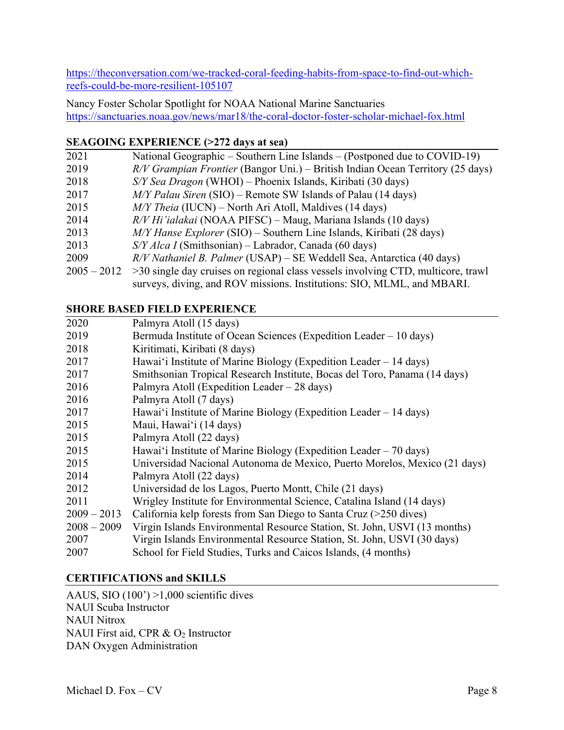https://theconversation.com/we-tracked-coral-feeding-habits-from-space-to-find-out-which-reefs-could-be-more-resilient-105107

Nancy Foster Scholar Spotlight for NOAA National Marine Sanctuaries
https://sanctuaries.noaa.gov/news/mar18/the-coral-doctor-foster-scholar-michael-fox.html

## SEAGOING EXPERIENCE (>272 days at sea)

| | |
|---|---|
| 2021 | National Geographic – Southern Line Islands – (Postponed due to COVID-19) |
| 2019 | *R/V Grampian Frontier* (Bangor Uni.) – British Indian Ocean Territory (25 days) |
| 2018 | *S/Y Sea Dragon* (WHOI) – Phoenix Islands, Kiribati (30 days) |
| 2017 | *M/Y Palau Siren* (SIO) – Remote SW Islands of Palau (14 days) |
| 2015 | *M/Y Theia* (IUCN) – North Ari Atoll, Maldives (14 days) |
| 2014 | *R/V Hi'ialakai* (NOAA PIFSC) – Maug, Mariana Islands (10 days) |
| 2013 | *M/Y Hanse Explorer* (SIO) – Southern Line Islands, Kiribati (28 days) |
| 2013 | *S/Y Alca I* (Smithsonian) – Labrador, Canada (60 days) |
| 2009 | *R/V Nathaniel B. Palmer* (USAP) – SE Weddell Sea, Antarctica (40 days) |
| 2005 – 2012 | >30 single day cruises on regional class vessels involving CTD, multicore, trawl surveys, diving, and ROV missions. Institutions: SIO, MLML, and MBARI. |

## SHORE BASED FIELD EXPERIENCE

| | |
|---|---|
| 2020 | Palmyra Atoll (15 days) |
| 2019 | Bermuda Institute of Ocean Sciences (Expedition Leader – 10 days) |
| 2018 | Kiritimati, Kiribati (8 days) |
| 2017 | Hawai'i Institute of Marine Biology (Expedition Leader – 14 days) |
| 2017 | Smithsonian Tropical Research Institute, Bocas del Toro, Panama (14 days) |
| 2016 | Palmyra Atoll (Expedition Leader – 28 days) |
| 2016 | Palmyra Atoll (7 days) |
| 2017 | Hawai'i Institute of Marine Biology (Expedition Leader – 14 days) |
| 2015 | Maui, Hawai'i (14 days) |
| 2015 | Palmyra Atoll (22 days) |
| 2015 | Hawai'i Institute of Marine Biology (Expedition Leader – 70 days) |
| 2015 | Universidad Nacional Autonoma de Mexico, Puerto Morelos, Mexico (21 days) |
| 2014 | Palmyra Atoll (22 days) |
| 2012 | Universidad de los Lagos, Puerto Montt, Chile (21 days) |
| 2011 | Wrigley Institute for Environmental Science, Catalina Island (14 days) |
| 2009 – 2013 | California kelp forests from San Diego to Santa Cruz (>250 dives) |
| 2008 – 2009 | Virgin Islands Environmental Resource Station, St. John, USVI (13 months) |
| 2007 | Virgin Islands Environmental Resource Station, St. John, USVI (30 days) |
| 2007 | School for Field Studies, Turks and Caicos Islands, (4 months) |

## CERTIFICATIONS and SKILLS

AAUS, SIO (100') >1,000 scientific dives
NAUI Scuba Instructor
NAUI Nitrox
NAUI First aid, CPR & $O_2$ Instructor
DAN Oxygen Administration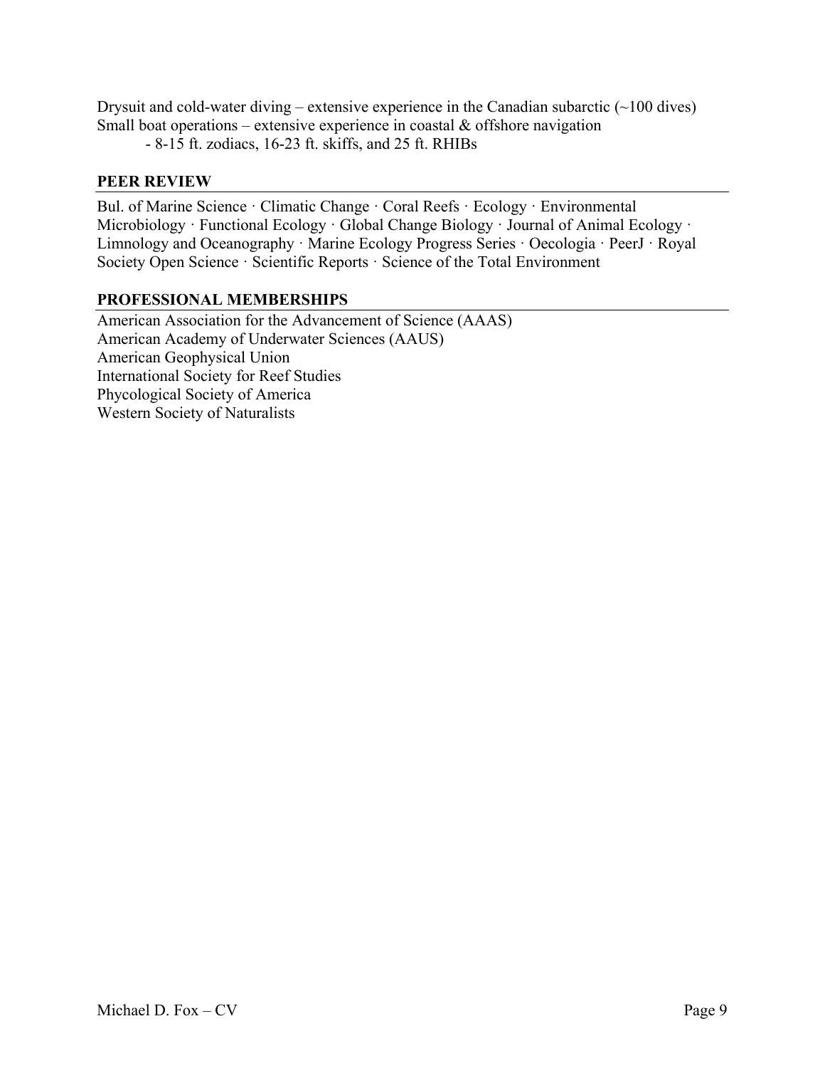Drysuit and cold-water diving – extensive experience in the Canadian subarctic (~100 dives)
Small boat operations – extensive experience in coastal & offshore navigation
- 8-15 ft. zodiacs, 16-23 ft. skiffs, and 25 ft. RHIBs

## PEER REVIEW

Bul. of Marine Science · Climatic Change · Coral Reefs · Ecology · Environmental Microbiology · Functional Ecology · Global Change Biology · Journal of Animal Ecology · Limnology and Oceanography · Marine Ecology Progress Series · Oecologia · PeerJ · Royal Society Open Science · Scientific Reports · Science of the Total Environment

## PROFESSIONAL MEMBERSHIPS

American Association for the Advancement of Science (AAAS)
American Academy of Underwater Sciences (AAUS)
American Geophysical Union
International Society for Reef Studies
Phycological Society of America
Western Society of Naturalists